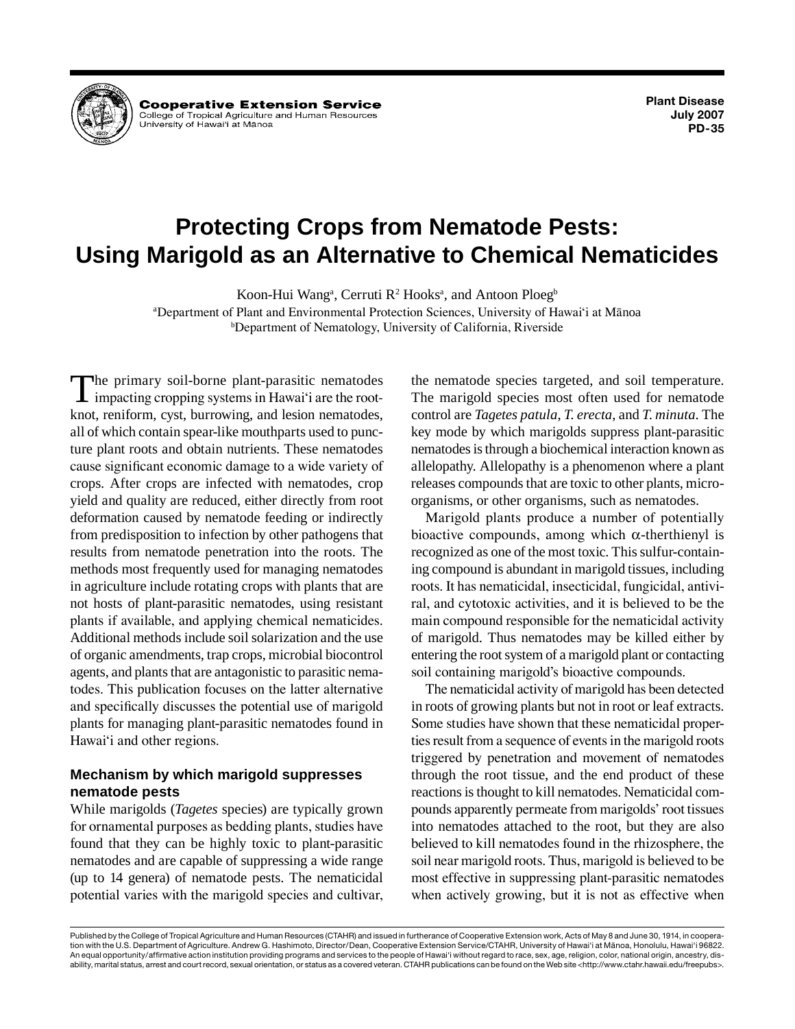Cooperative Extension Service
College of Tropical Agriculture and Human Resources
University of Hawai'i at Mānoa

Plant Disease
July 2007
PD-35

# Protecting Crops from Nematode Pests: Using Marigold as an Alternative to Chemical Nematicides

Koon-Hui Wang[a], Cerruti R² Hooks[a], and Antoon Ploeg[b]

[a]Department of Plant and Environmental Protection Sciences, University of Hawai'i at Mānoa
[b]Department of Nematology, University of California, Riverside

The primary soil-borne plant-parasitic nematodes impacting cropping systems in Hawai'i are the root-knot, reniform, cyst, burrowing, and lesion nematodes, all of which contain spear-like mouthparts used to puncture plant roots and obtain nutrients. These nematodes cause significant economic damage to a wide variety of crops. After crops are infected with nematodes, crop yield and quality are reduced, either directly from root deformation caused by nematode feeding or indirectly from predisposition to infection by other pathogens that results from nematode penetration into the roots. The methods most frequently used for managing nematodes in agriculture include rotating crops with plants that are not hosts of plant-parasitic nematodes, using resistant plants if available, and applying chemical nematicides. Additional methods include soil solarization and the use of organic amendments, trap crops, microbial biocontrol agents, and plants that are antagonistic to parasitic nematodes. This publication focuses on the latter alternative and specifically discusses the potential use of marigold plants for managing plant-parasitic nematodes found in Hawai'i and other regions.

## Mechanism by which marigold suppresses nematode pests

While marigolds (*Tagetes* species) are typically grown for ornamental purposes as bedding plants, studies have found that they can be highly toxic to plant-parasitic nematodes and are capable of suppressing a wide range (up to 14 genera) of nematode pests. The nematicidal potential varies with the marigold species and cultivar, the nematode species targeted, and soil temperature. The marigold species most often used for nematode control are *Tagetes patula*, *T. erecta*, and *T. minuta*. The key mode by which marigolds suppress plant-parasitic nematodes is through a biochemical interaction known as allelopathy. Allelopathy is a phenomenon where a plant releases compounds that are toxic to other plants, microorganisms, or other organisms, such as nematodes.

Marigold plants produce a number of potentially bioactive compounds, among which $\alpha$-therthienyl is recognized as one of the most toxic. This sulfur-containing compound is abundant in marigold tissues, including roots. It has nematicidal, insecticidal, fungicidal, antiviral, and cytotoxic activities, and it is believed to be the main compound responsible for the nematicidal activity of marigold. Thus nematodes may be killed either by entering the root system of a marigold plant or contacting soil containing marigold's bioactive compounds.

The nematicidal activity of marigold has been detected in roots of growing plants but not in root or leaf extracts. Some studies have shown that these nematicidal properties result from a sequence of events in the marigold roots triggered by penetration and movement of nematodes through the root tissue, and the end product of these reactions is thought to kill nematodes. Nematicidal compounds apparently permeate from marigolds' root tissues into nematodes attached to the root, but they are also believed to kill nematodes found in the rhizosphere, the soil near marigold roots. Thus, marigold is believed to be most effective in suppressing plant-parasitic nematodes when actively growing, but it is not as effective when

Published by the College of Tropical Agriculture and Human Resources (CTAHR) and issued in furtherance of Cooperative Extension work, Acts of May 8 and June 30, 1914, in cooperation with the U.S. Department of Agriculture. Andrew G. Hashimoto, Director/Dean, Cooperative Extension Service/CTAHR, University of Hawai'i at Mānoa, Honolulu, Hawai'i 96822. An equal opportunity/affirmative action institution providing programs and services to the people of Hawai'i without regard to race, sex, age, religion, color, national origin, ancestry, disability, marital status, arrest and court record, sexual orientation, or status as a covered veteran. CTAHR publications can be found on the Web site <http://www.ctahr.hawaii.edu/freepubs>.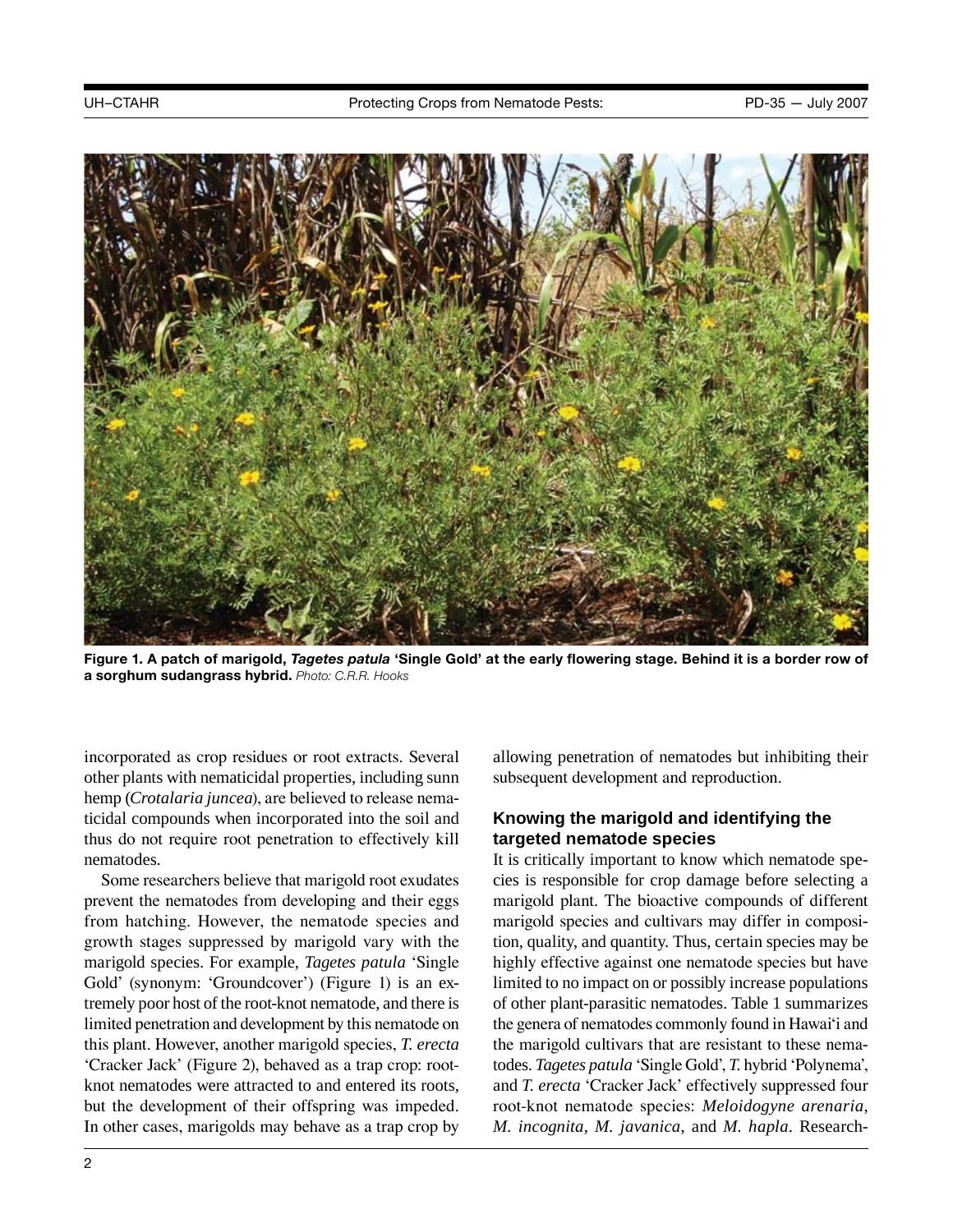**Figure 1. A patch of marigold, *Tagetes patula* 'Single Gold' at the early flowering stage. Behind it is a border row of a sorghum sudangrass hybrid.** *Photo: C.R.R. Hooks*

incorporated as crop residues or root extracts. Several other plants with nematicidal properties, including sunn hemp (*Crotalaria juncea*), are believed to release nematicidal compounds when incorporated into the soil and thus do not require root penetration to effectively kill nematodes.

Some researchers believe that marigold root exudates prevent the nematodes from developing and their eggs from hatching. However, the nematode species and growth stages suppressed by marigold vary with the marigold species. For example, *Tagetes patula* 'Single Gold' (synonym: 'Groundcover') (Figure 1) is an extremely poor host of the root-knot nematode, and there is limited penetration and development by this nematode on this plant. However, another marigold species, *T. erecta* 'Cracker Jack' (Figure 2), behaved as a trap crop: root-knot nematodes were attracted to and entered its roots, but the development of their offspring was impeded. In other cases, marigolds may behave as a trap crop by allowing penetration of nematodes but inhibiting their subsequent development and reproduction.

### Knowing the marigold and identifying the targeted nematode species

It is critically important to know which nematode species is responsible for crop damage before selecting a marigold plant. The bioactive compounds of different marigold species and cultivars may differ in composition, quality, and quantity. Thus, certain species may be highly effective against one nematode species but have limited to no impact on or possibly increase populations of other plant-parasitic nematodes. Table 1 summarizes the genera of nematodes commonly found in Hawai'i and the marigold cultivars that are resistant to these nematodes. *Tagetes patula* 'Single Gold', *T.* hybrid 'Polynema', and *T. erecta* 'Cracker Jack' effectively suppressed four root-knot nematode species: *Meloidogyne arenaria*, *M. incognita*, *M. javanica*, and *M. hapla*. Research-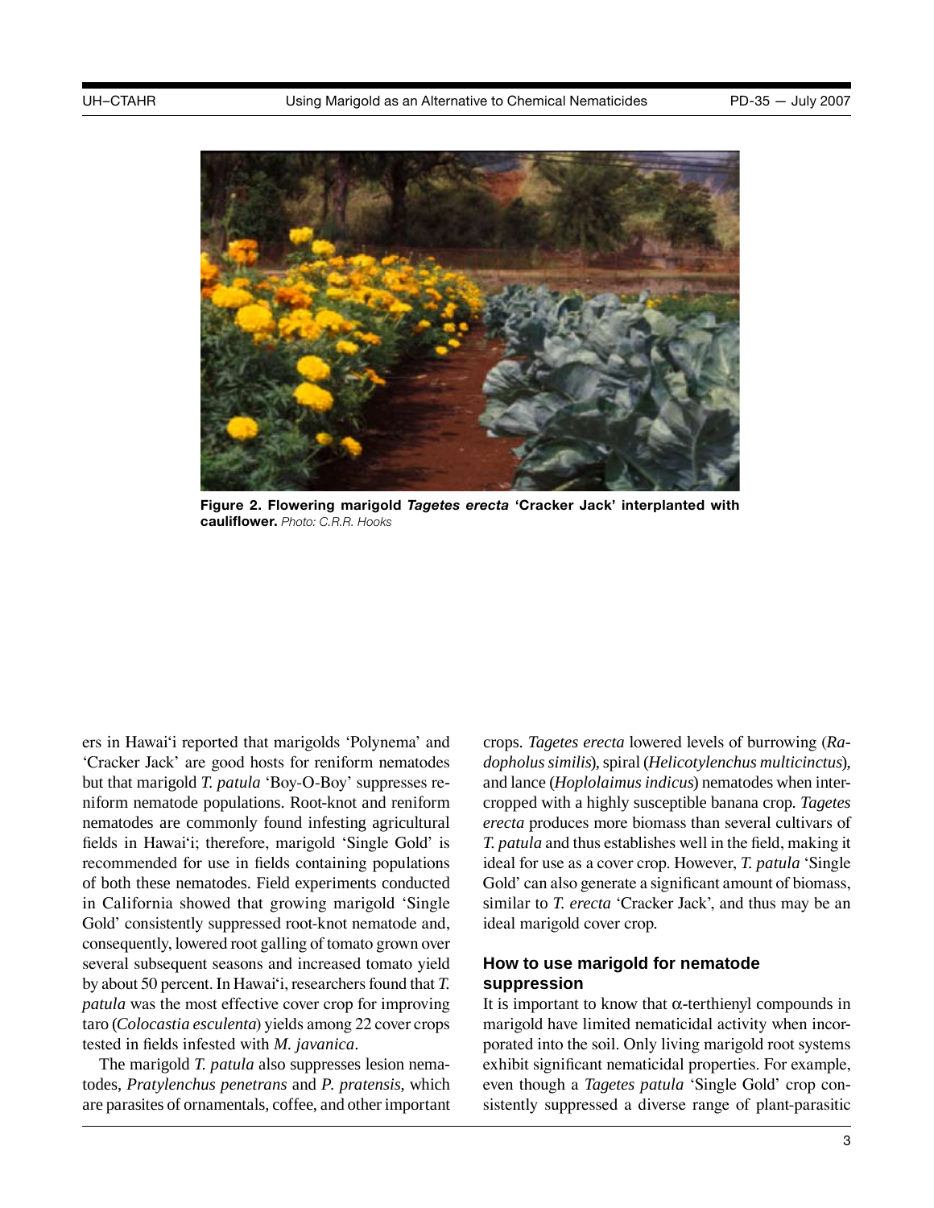**Figure 2. Flowering marigold *Tagetes erecta* 'Cracker Jack' interplanted with cauliflower.** *Photo: C.R.R. Hooks*

ers in Hawai'i reported that marigolds 'Polynema' and 'Cracker Jack' are good hosts for reniform nematodes but that marigold *T. patula* 'Boy-O-Boy' suppresses reniform nematode populations. Root-knot and reniform nematodes are commonly found infesting agricultural fields in Hawai'i; therefore, marigold 'Single Gold' is recommended for use in fields containing populations of both these nematodes. Field experiments conducted in California showed that growing marigold 'Single Gold' consistently suppressed root-knot nematode and, consequently, lowered root galling of tomato grown over several subsequent seasons and increased tomato yield by about 50 percent. In Hawai'i, researchers found that *T. patula* was the most effective cover crop for improving taro (*Colocastia esculenta*) yields among 22 cover crops tested in fields infested with *M. javanica*.

The marigold *T. patula* also suppresses lesion nematodes, *Pratylenchus penetrans* and *P. pratensis*, which are parasites of ornamentals, coffee, and other important crops. *Tagetes erecta* lowered levels of burrowing (*Radopholus similis*), spiral (*Helicotylenchus multicinctus*), and lance (*Hoplolaimus indicus*) nematodes when intercropped with a highly susceptible banana crop. *Tagetes erecta* produces more biomass than several cultivars of *T. patula* and thus establishes well in the field, making it ideal for use as a cover crop. However, *T. patula* 'Single Gold' can also generate a significant amount of biomass, similar to *T. erecta* 'Cracker Jack', and thus may be an ideal marigold cover crop.

## How to use marigold for nematode suppression

It is important to know that $\alpha$-terthienyl compounds in marigold have limited nematicidal activity when incorporated into the soil. Only living marigold root systems exhibit significant nematicidal properties. For example, even though a *Tagetes patula* 'Single Gold' crop consistently suppressed a diverse range of plant-parasitic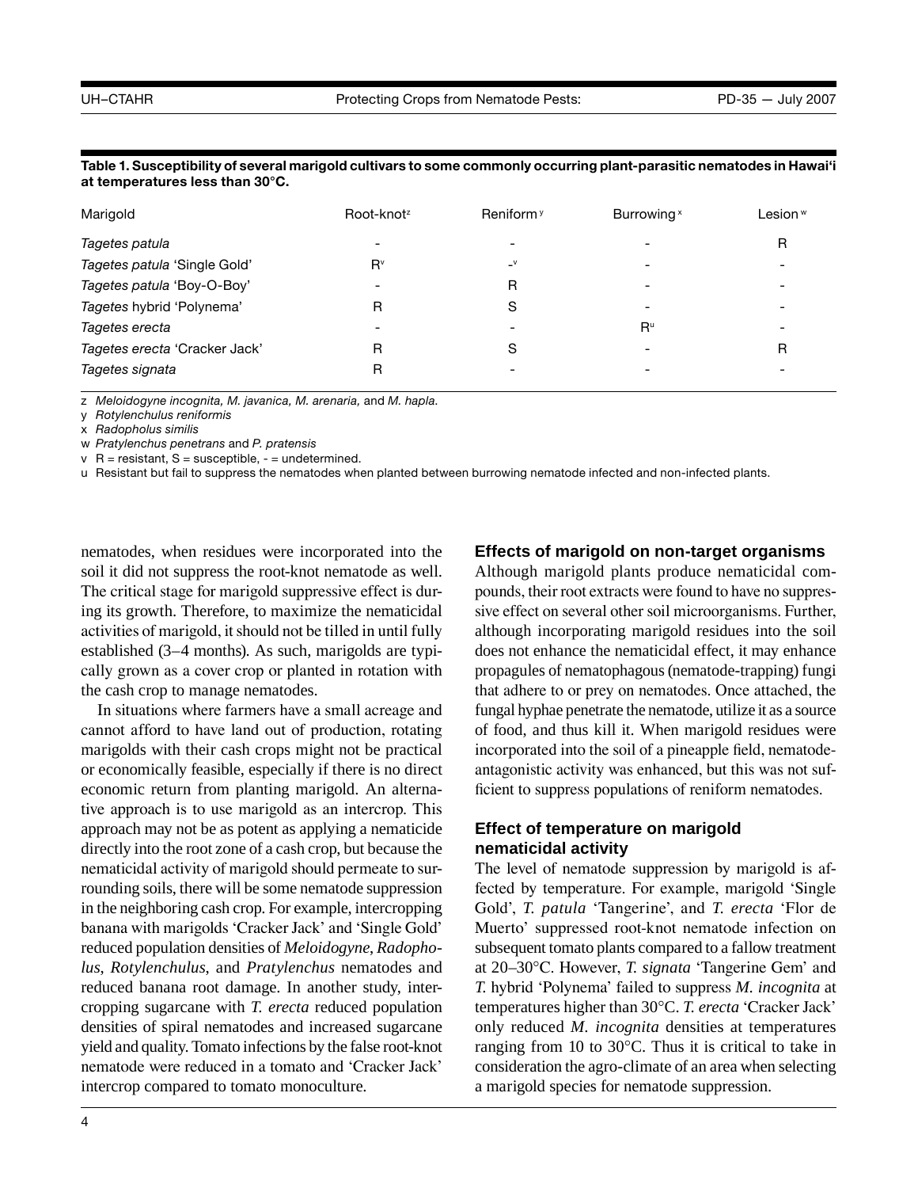**Table 1. Susceptibility of several marigold cultivars to some commonly occurring plant-parasitic nematodes in Hawai'i at temperatures less than 30°C.**

| Marigold | Root-knot[z] | Reniform[y] | Burrowing[x] | Lesion[w] |
|---|---|---|---|---|
| *Tagetes patula* | - | - | - | R |
| *Tagetes patula* 'Single Gold' | R[v] | -[v] | - | - |
| *Tagetes patula* 'Boy-O-Boy' | - | R | - | - |
| *Tagetes* hybrid 'Polynema' | R | S | - | - |
| *Tagetes erecta* | - | - | R[u] | - |
| *Tagetes erecta* 'Cracker Jack' | R | S | - | R |
| *Tagetes signata* | R | - | - | - |

z *Meloidogyne incognita, M. javanica, M. arenaria,* and *M. hapla*.
y *Rotylenchulus reniformis*
x *Radopholus similis*
w *Pratylenchus penetrans* and *P. pratensis*
v R = resistant, S = susceptible, - = undetermined.
u Resistant but fail to suppress the nematodes when planted between burrowing nematode infected and non-infected plants.

nematodes, when residues were incorporated into the soil it did not suppress the root-knot nematode as well. The critical stage for marigold suppressive effect is during its growth. Therefore, to maximize the nematicidal activities of marigold, it should not be tilled in until fully established (3–4 months). As such, marigolds are typically grown as a cover crop or planted in rotation with the cash crop to manage nematodes.

In situations where farmers have a small acreage and cannot afford to have land out of production, rotating marigolds with their cash crops might not be practical or economically feasible, especially if there is no direct economic return from planting marigold. An alternative approach is to use marigold as an intercrop. This approach may not be as potent as applying a nematicide directly into the root zone of a cash crop, but because the nematicidal activity of marigold should permeate to surrounding soils, there will be some nematode suppression in the neighboring cash crop. For example, intercropping banana with marigolds 'Cracker Jack' and 'Single Gold' reduced population densities of *Meloidogyne*, *Radopholus*, *Rotylenchulus*, and *Pratylenchus* nematodes and reduced banana root damage. In another study, intercropping sugarcane with *T. erecta* reduced population densities of spiral nematodes and increased sugarcane yield and quality. Tomato infections by the false root-knot nematode were reduced in a tomato and 'Cracker Jack' intercrop compared to tomato monoculture.

### Effects of marigold on non-target organisms

Although marigold plants produce nematicidal compounds, their root extracts were found to have no suppressive effect on several other soil microorganisms. Further, although incorporating marigold residues into the soil does not enhance the nematicidal effect, it may enhance propagules of nematophagous (nematode-trapping) fungi that adhere to or prey on nematodes. Once attached, the fungal hyphae penetrate the nematode, utilize it as a source of food, and thus kill it. When marigold residues were incorporated into the soil of a pineapple field, nematode-antagonistic activity was enhanced, but this was not sufficient to suppress populations of reniform nematodes.

### Effect of temperature on marigold nematicidal activity

The level of nematode suppression by marigold is affected by temperature. For example, marigold 'Single Gold', *T. patula* 'Tangerine', and *T. erecta* 'Flor de Muerto' suppressed root-knot nematode infection on subsequent tomato plants compared to a fallow treatment at 20–30°C. However, *T. signata* 'Tangerine Gem' and *T.* hybrid 'Polynema' failed to suppress *M. incognita* at temperatures higher than 30°C. *T. erecta* 'Cracker Jack' only reduced *M. incognita* densities at temperatures ranging from 10 to 30°C. Thus it is critical to take in consideration the agro-climate of an area when selecting a marigold species for nematode suppression.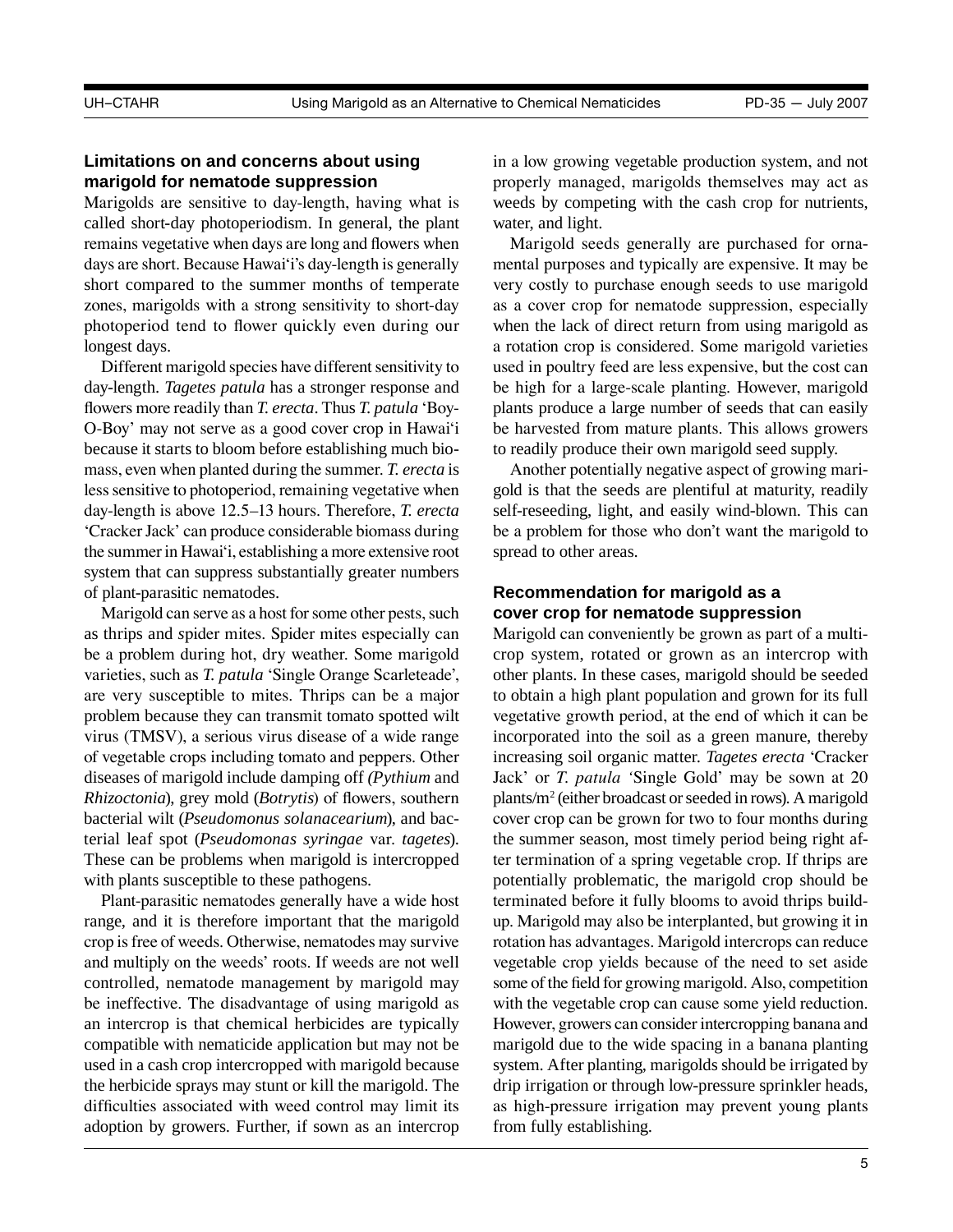## Limitations on and concerns about using marigold for nematode suppression

Marigolds are sensitive to day-length, having what is called short-day photoperiodism. In general, the plant remains vegetative when days are long and flowers when days are short. Because Hawai'i's day-length is generally short compared to the summer months of temperate zones, marigolds with a strong sensitivity to short-day photoperiod tend to flower quickly even during our longest days.

Different marigold species have different sensitivity to day-length. *Tagetes patula* has a stronger response and flowers more readily than *T. erecta*. Thus *T. patula* 'Boy-O-Boy' may not serve as a good cover crop in Hawai'i because it starts to bloom before establishing much biomass, even when planted during the summer. *T. erecta* is less sensitive to photoperiod, remaining vegetative when day-length is above 12.5–13 hours. Therefore, *T. erecta* 'Cracker Jack' can produce considerable biomass during the summer in Hawai'i, establishing a more extensive root system that can suppress substantially greater numbers of plant-parasitic nematodes.

Marigold can serve as a host for some other pests, such as thrips and spider mites. Spider mites especially can be a problem during hot, dry weather. Some marigold varieties, such as *T. patula* 'Single Orange Scarleteade', are very susceptible to mites. Thrips can be a major problem because they can transmit tomato spotted wilt virus (TMSV), a serious virus disease of a wide range of vegetable crops including tomato and peppers. Other diseases of marigold include damping off *(Pythium* and *Rhizoctonia*), grey mold (*Botrytis*) of flowers, southern bacterial wilt (*Pseudomonus solanacearium*), and bacterial leaf spot (*Pseudomonas syringae* var. *tagetes*). These can be problems when marigold is intercropped with plants susceptible to these pathogens.

Plant-parasitic nematodes generally have a wide host range, and it is therefore important that the marigold crop is free of weeds. Otherwise, nematodes may survive and multiply on the weeds' roots. If weeds are not well controlled, nematode management by marigold may be ineffective. The disadvantage of using marigold as an intercrop is that chemical herbicides are typically compatible with nematicide application but may not be used in a cash crop intercropped with marigold because the herbicide sprays may stunt or kill the marigold. The difficulties associated with weed control may limit its adoption by growers. Further, if sown as an intercrop in a low growing vegetable production system, and not properly managed, marigolds themselves may act as weeds by competing with the cash crop for nutrients, water, and light.

Marigold seeds generally are purchased for ornamental purposes and typically are expensive. It may be very costly to purchase enough seeds to use marigold as a cover crop for nematode suppression, especially when the lack of direct return from using marigold as a rotation crop is considered. Some marigold varieties used in poultry feed are less expensive, but the cost can be high for a large-scale planting. However, marigold plants produce a large number of seeds that can easily be harvested from mature plants. This allows growers to readily produce their own marigold seed supply.

Another potentially negative aspect of growing marigold is that the seeds are plentiful at maturity, readily self-reseeding, light, and easily wind-blown. This can be a problem for those who don't want the marigold to spread to other areas.

## Recommendation for marigold as a cover crop for nematode suppression

Marigold can conveniently be grown as part of a multi-crop system, rotated or grown as an intercrop with other plants. In these cases, marigold should be seeded to obtain a high plant population and grown for its full vegetative growth period, at the end of which it can be incorporated into the soil as a green manure, thereby increasing soil organic matter. *Tagetes erecta* 'Cracker Jack' or *T. patula* 'Single Gold' may be sown at 20 plants/$m^2$ (either broadcast or seeded in rows). A marigold cover crop can be grown for two to four months during the summer season, most timely period being right after termination of a spring vegetable crop. If thrips are potentially problematic, the marigold crop should be terminated before it fully blooms to avoid thrips buildup. Marigold may also be interplanted, but growing it in rotation has advantages. Marigold intercrops can reduce vegetable crop yields because of the need to set aside some of the field for growing marigold. Also, competition with the vegetable crop can cause some yield reduction. However, growers can consider intercropping banana and marigold due to the wide spacing in a banana planting system. After planting, marigolds should be irrigated by drip irrigation or through low-pressure sprinkler heads, as high-pressure irrigation may prevent young plants from fully establishing.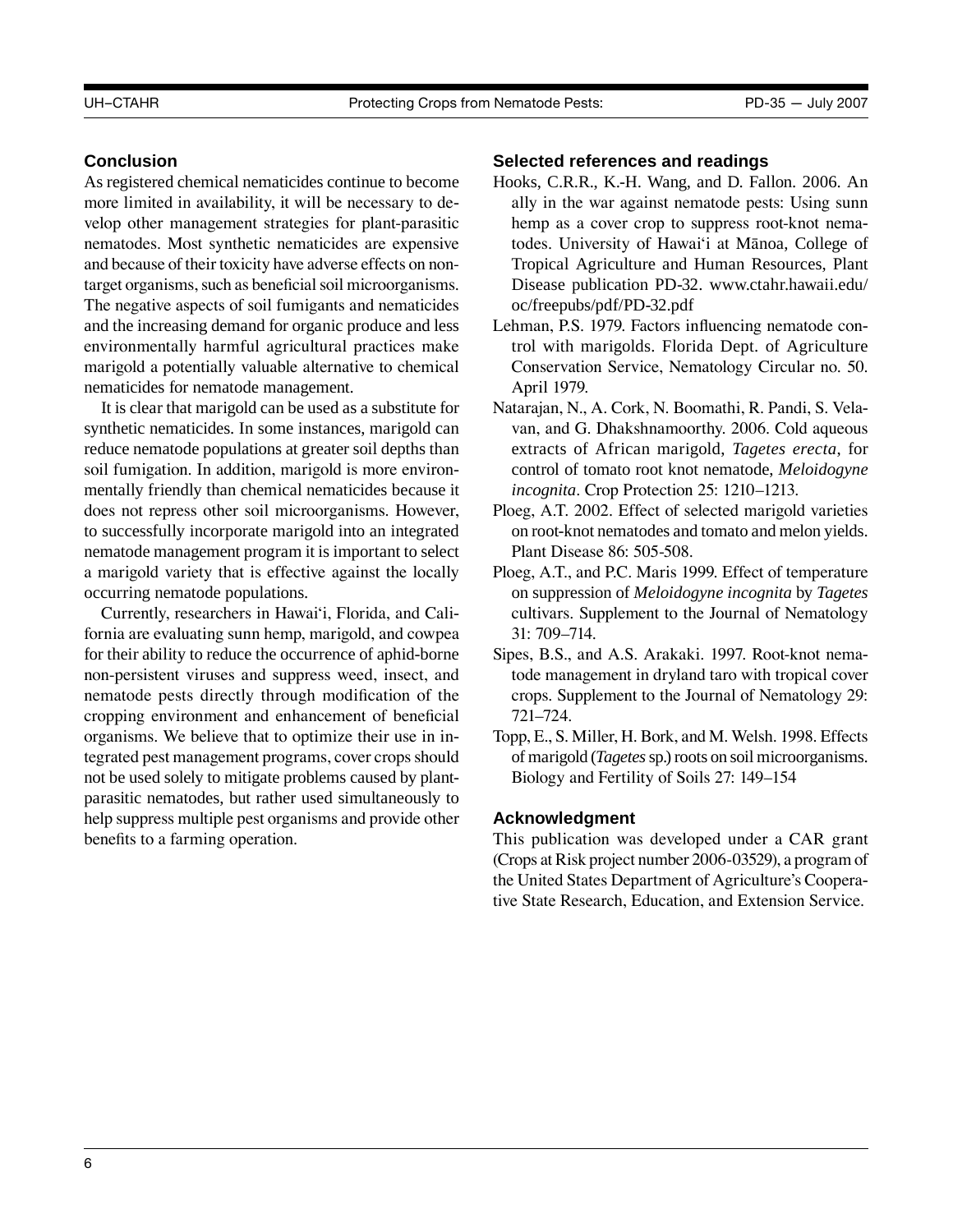## Conclusion

As registered chemical nematicides continue to become more limited in availability, it will be necessary to develop other management strategies for plant-parasitic nematodes. Most synthetic nematicides are expensive and because of their toxicity have adverse effects on non-target organisms, such as beneficial soil microorganisms. The negative aspects of soil fumigants and nematicides and the increasing demand for organic produce and less environmentally harmful agricultural practices make marigold a potentially valuable alternative to chemical nematicides for nematode management.

It is clear that marigold can be used as a substitute for synthetic nematicides. In some instances, marigold can reduce nematode populations at greater soil depths than soil fumigation. In addition, marigold is more environmentally friendly than chemical nematicides because it does not repress other soil microorganisms. However, to successfully incorporate marigold into an integrated nematode management program it is important to select a marigold variety that is effective against the locally occurring nematode populations.

Currently, researchers in Hawai'i, Florida, and California are evaluating sunn hemp, marigold, and cowpea for their ability to reduce the occurrence of aphid-borne non-persistent viruses and suppress weed, insect, and nematode pests directly through modification of the cropping environment and enhancement of beneficial organisms. We believe that to optimize their use in integrated pest management programs, cover crops should not be used solely to mitigate problems caused by plant-parasitic nematodes, but rather used simultaneously to help suppress multiple pest organisms and provide other benefits to a farming operation.

## Selected references and readings

Hooks, C.R.R., K.-H. Wang, and D. Fallon. 2006. An ally in the war against nematode pests: Using sunn hemp as a cover crop to suppress root-knot nematodes. University of Hawai'i at Mānoa, College of Tropical Agriculture and Human Resources, Plant Disease publication PD-32. www.ctahr.hawaii.edu/oc/freepubs/pdf/PD-32.pdf

Lehman, P.S. 1979. Factors influencing nematode control with marigolds. Florida Dept. of Agriculture Conservation Service, Nematology Circular no. 50. April 1979.

Natarajan, N., A. Cork, N. Boomathi, R. Pandi, S. Velavan, and G. Dhakshnamoorthy. 2006. Cold aqueous extracts of African marigold, *Tagetes erecta*, for control of tomato root knot nematode, *Meloidogyne incognita*. Crop Protection 25: 1210–1213.

Ploeg, A.T. 2002. Effect of selected marigold varieties on root-knot nematodes and tomato and melon yields. Plant Disease 86: 505-508.

Ploeg, A.T., and P.C. Maris 1999. Effect of temperature on suppression of *Meloidogyne incognita* by *Tagetes* cultivars. Supplement to the Journal of Nematology 31: 709–714.

Sipes, B.S., and A.S. Arakaki. 1997. Root-knot nematode management in dryland taro with tropical cover crops. Supplement to the Journal of Nematology 29: 721–724.

Topp, E., S. Miller, H. Bork, and M. Welsh. 1998. Effects of marigold (*Tagetes* sp.) roots on soil microorganisms. Biology and Fertility of Soils 27: 149–154

## Acknowledgment

This publication was developed under a CAR grant (Crops at Risk project number 2006-03529), a program of the United States Department of Agriculture's Cooperative State Research, Education, and Extension Service.